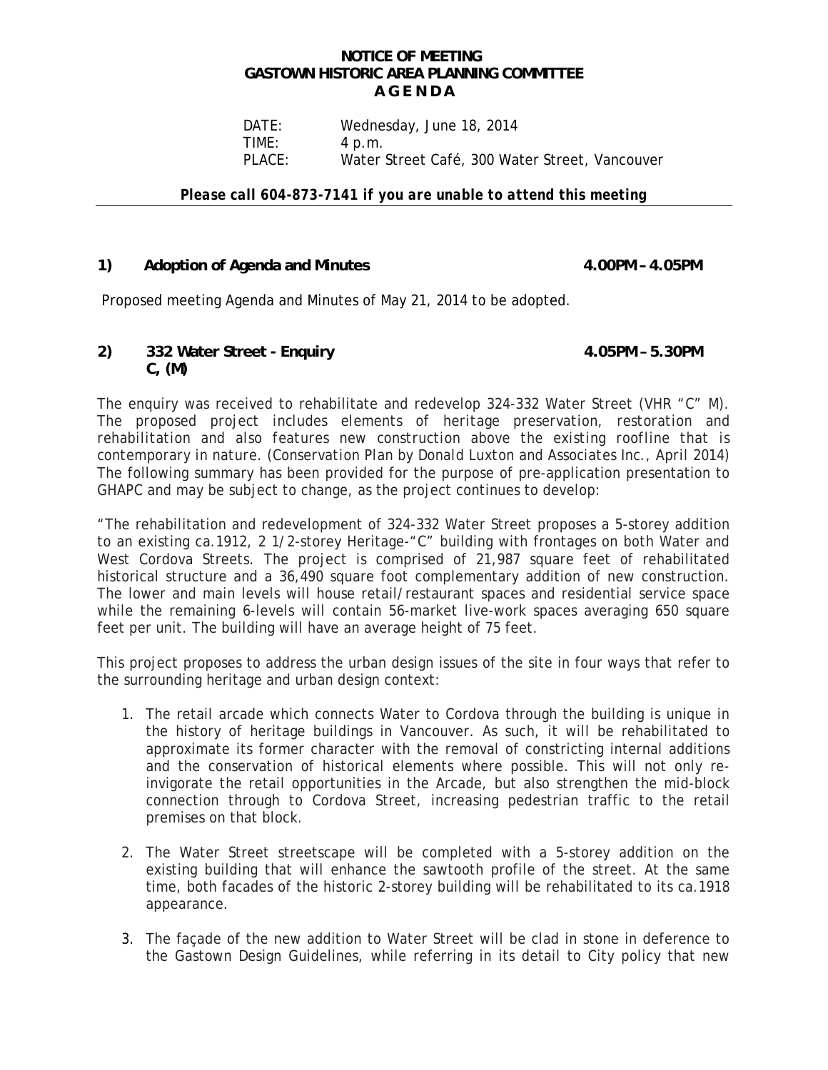# NOTICE OF MEETING
# GASTOWN HISTORIC AREA PLANNING COMMITTEE
# A G E N D A

DATE: Wednesday, June 18, 2014
TIME: 4 p.m.
PLACE: Water Street Café, 300 Water Street, Vancouver

***Please call 604-873-7141 if you are unable to attend this meeting***

---

## 1) Adoption of Agenda and Minutes 4.00PM – 4.05PM

Proposed meeting Agenda and Minutes of May 21, 2014 to be adopted.

## 2) 332 Water Street - Enquiry 4.05PM – 5.30PM
**C, (M)**

The enquiry was received to rehabilitate and redevelop 324-332 Water Street (VHR "C" M). The proposed project includes elements of heritage preservation, restoration and rehabilitation and also features new construction above the existing roofline that is contemporary in nature. (Conservation Plan by Donald Luxton and Associates Inc., April 2014) The following summary has been provided for the purpose of pre-application presentation to GHAPC and may be subject to change, as the project continues to develop:

"The rehabilitation and redevelopment of 324-332 Water Street proposes a 5-storey addition to an existing ca.1912, 2 1/2-storey Heritage-"C" building with frontages on both Water and West Cordova Streets. The project is comprised of 21,987 square feet of rehabilitated historical structure and a 36,490 square foot complementary addition of new construction. The lower and main levels will house retail/restaurant spaces and residential service space while the remaining 6-levels will contain 56-market live-work spaces averaging 650 square feet per unit. The building will have an average height of 75 feet.

This project proposes to address the urban design issues of the site in four ways that refer to the surrounding heritage and urban design context:

1. The retail arcade which connects Water to Cordova through the building is unique in the history of heritage buildings in Vancouver. As such, it will be rehabilitated to approximate its former character with the removal of constricting internal additions and the conservation of historical elements where possible. This will not only re-invigorate the retail opportunities in the Arcade, but also strengthen the mid-block connection through to Cordova Street, increasing pedestrian traffic to the retail premises on that block.

2. The Water Street streetscape will be completed with a 5-storey addition on the existing building that will enhance the sawtooth profile of the street. At the same time, both facades of the historic 2-storey building will be rehabilitated to its ca.1918 appearance.

3. The façade of the new addition to Water Street will be clad in stone in deference to the Gastown Design Guidelines, while referring in its detail to City policy that new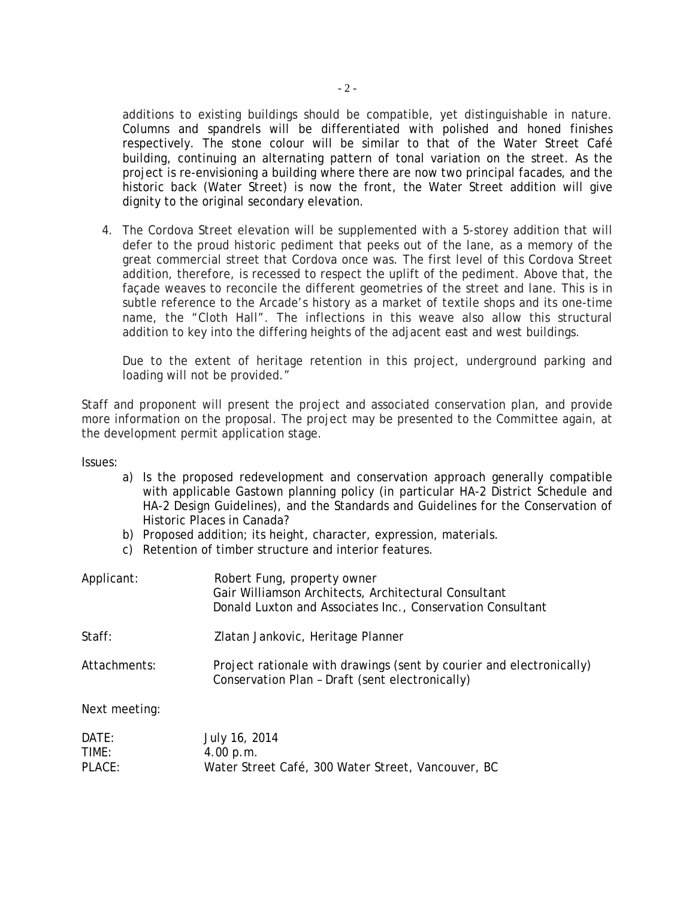additions to existing buildings should be compatible, yet distinguishable in nature. Columns and spandrels will be differentiated with polished and honed finishes respectively. The stone colour will be similar to that of the Water Street Café building, continuing an alternating pattern of tonal variation on the street. As the project is re-envisioning a building where there are now two principal facades, and the historic back (Water Street) is now the front, the Water Street addition will give dignity to the original secondary elevation.

4. The Cordova Street elevation will be supplemented with a 5-storey addition that will defer to the proud historic pediment that peeks out of the lane, as a memory of the great commercial street that Cordova once was. The first level of this Cordova Street addition, therefore, is recessed to respect the uplift of the pediment. Above that, the façade weaves to reconcile the different geometries of the street and lane. This is in subtle reference to the Arcade's history as a market of textile shops and its one-time name, the "Cloth Hall". The inflections in this weave also allow this structural addition to key into the differing heights of the adjacent east and west buildings.

   Due to the extent of heritage retention in this project, underground parking and loading will not be provided."

Staff and proponent will present the project and associated conservation plan, and provide more information on the proposal. The project may be presented to the Committee again, at the development permit application stage.

Issues:

a) Is the proposed redevelopment and conservation approach generally compatible with applicable Gastown planning policy (in particular HA-2 District Schedule and HA-2 Design Guidelines), and the Standards and Guidelines for the Conservation of Historic Places in Canada?
b) Proposed addition; its height, character, expression, materials.
c) Retention of timber structure and interior features.

Applicant: Robert Fung, property owner
Gair Williamson Architects, Architectural Consultant
Donald Luxton and Associates Inc., Conservation Consultant

Staff: Zlatan Jankovic, Heritage Planner

Attachments: Project rationale with drawings (sent by courier and electronically)
Conservation Plan – Draft (sent electronically)

Next meeting:

DATE: July 16, 2014
TIME: 4.00 p.m.
PLACE: Water Street Café, 300 Water Street, Vancouver, BC